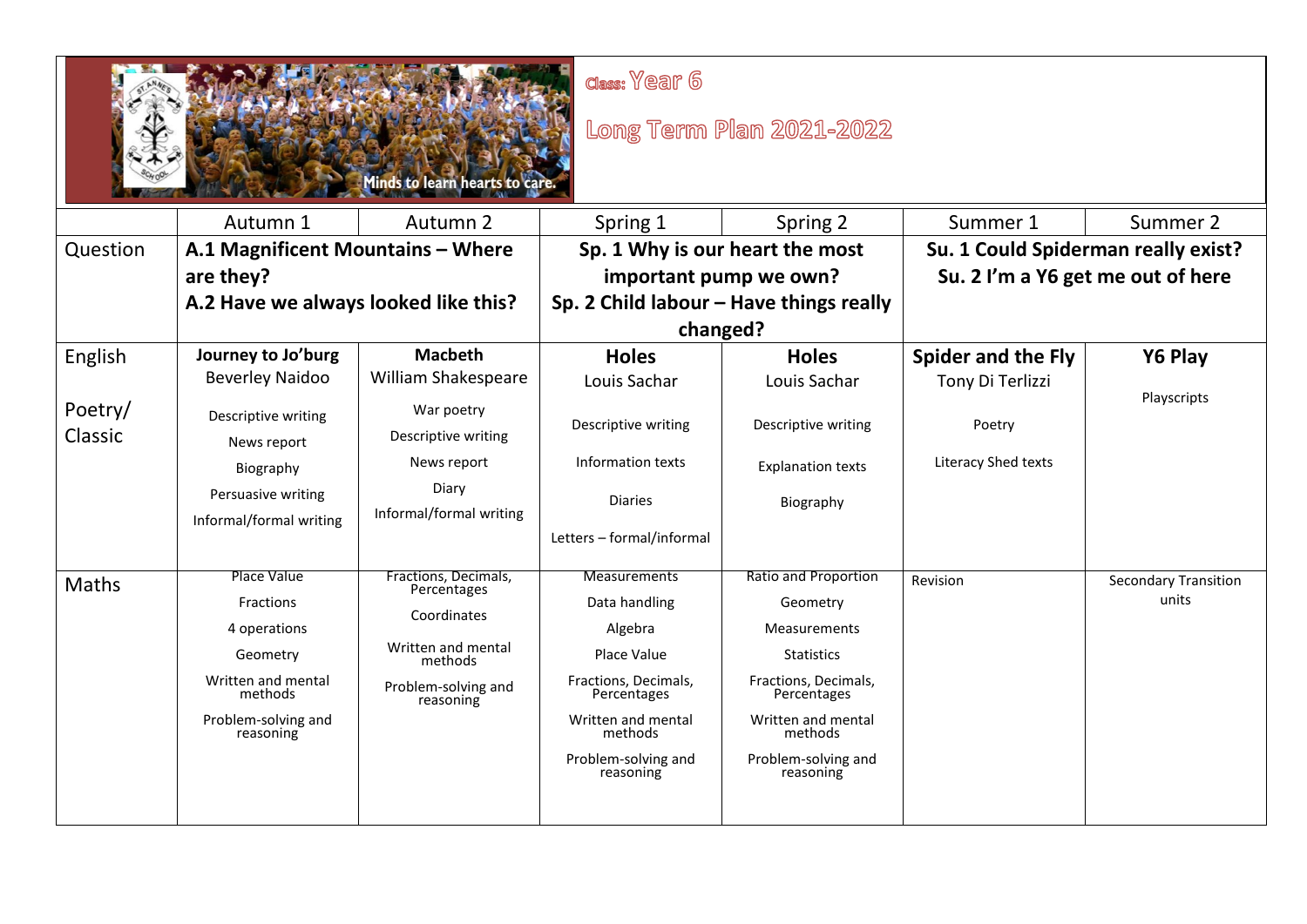Minds to learn hearts to care.

**Class:** Year 6

# Long Term Plan 2021-2022

| | Autumn 1 | Autumn 2 | Spring 1 | Spring 2 | Summer 1 | Summer 2 |
|---|---|---|---|---|---|---|
| Question | **A.1 Magnificent Mountains – Where are they?**<br>**A.2 Have we always looked like this?** | | **Sp. 1 Why is our heart the most important pump we own?**<br>**Sp. 2 Child labour – Have things really changed?** | | **Su. 1 Could Spiderman really exist?**<br>**Su. 2 I'm a Y6 get me out of here** | |
| English<br><br>Poetry/ Classic | **Journey to Jo'burg**<br>Beverley Naidoo<br><br>Descriptive writing<br>News report<br>Biography<br>Persuasive writing<br>Informal/formal writing | **Macbeth**<br>William Shakespeare<br><br>War poetry<br>Descriptive writing<br>News report<br>Diary<br>Informal/formal writing | **Holes**<br>Louis Sachar<br><br>Descriptive writing<br>Information texts<br>Diaries<br>Letters – formal/informal | **Holes**<br>Louis Sachar<br><br>Descriptive writing<br>Explanation texts<br>Biography | **Spider and the Fly**<br>Tony Di Terlizzi<br><br>Poetry<br>Literacy Shed texts | **Y6 Play**<br><br>Playscripts |
| Maths | Place Value<br>Fractions<br>4 operations<br>Geometry<br>Written and mental methods<br>Problem-solving and reasoning | Fractions, Decimals, Percentages<br>Coordinates<br>Written and mental methods<br>Problem-solving and reasoning | Measurements<br>Data handling<br>Algebra<br>Place Value<br>Fractions, Decimals, Percentages<br>Written and mental methods<br>Problem-solving and reasoning | Ratio and Proportion<br>Geometry<br>Measurements<br>Statistics<br>Fractions, Decimals, Percentages<br>Written and mental methods<br>Problem-solving and reasoning | Revision | Secondary Transition units |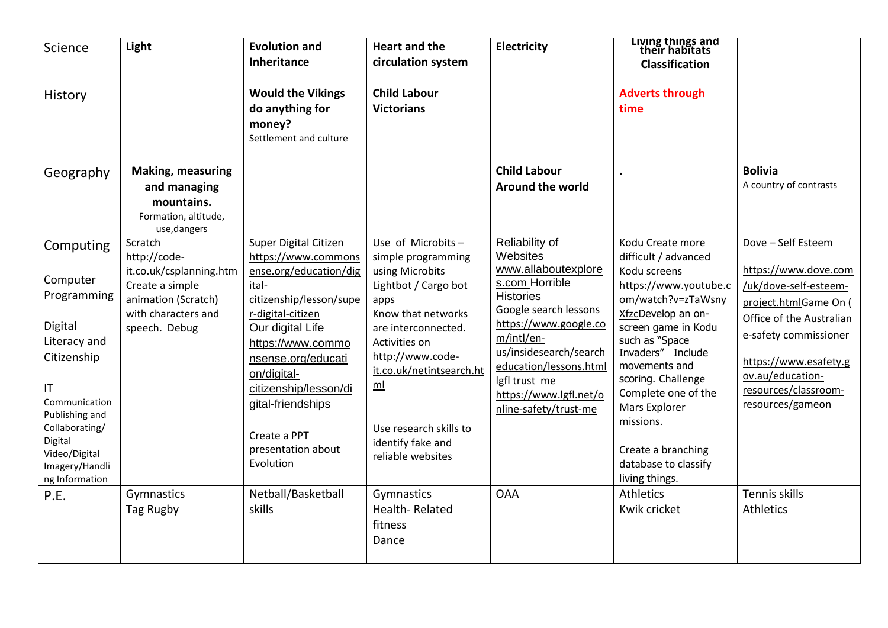| Science | **Light** | **Evolution and Inheritance** | **Heart and the circulation system** | **Electricity** | **Living things and their habitats Classification** | |
|---|---|---|---|---|---|---|
| History | | **Would the Vikings do anything for money?** Settlement and culture | **Child Labour Victorians** | | **Adverts through time** | |
| Geography | **Making, measuring and managing mountains.** Formation, altitude, use,dangers | | | **Child Labour Around the world** | . | **Bolivia** A country of contrasts |
| Computing<br><br>Computer Programming<br><br>Digital Literacy and Citizenship<br><br>IT Communication Publishing and Collaborating/ Digital Video/Digital Imagery/Handling Information | Scratch http://code-it.co.uk/csplanning.htm Create a simple animation (Scratch) with characters and speech. Debug | Super Digital Citizen https://www.commonsense.org/education/digital-citizenship/lesson/super-digital-citizen Our digital Life https://www.commonsense.org/education/digital-citizenship/lesson/digital-friendships<br><br>Create a PPT presentation about Evolution | Use of Microbits – simple programming using Microbits Lightbot / Cargo bot apps Know that networks are interconnected. Activities on http://www.code-it.co.uk/netintsearch.html<br><br>Use research skills to identify fake and reliable websites | Reliability of Websites www.allaboutexplorers.com Horrible Histories Google search lessons https://www.google.com/intl/en-us/insidesearch/searcheducation/lessons.html lgfl trust me https://www.lgfl.net/online-safety/trust-me | Kodu Create more difficult / advanced Kodu screens https://www.youtube.com/watch?v=zTaWsnyXfzcDevelop an on-screen game in Kodu such as "Space Invaders" Include movements and scoring. Challenge Complete one of the Mars Explorer missions.<br><br>Create a branching database to classify living things. | Dove – Self Esteem<br><br>https://www.dove.com/uk/dove-self-esteem-project.htmlGame On ( Office of the Australian e-safety commissioner<br><br>https://www.esafety.gov.au/education-resources/classroom-resources/gameon |
| P.E. | Gymnastics Tag Rugby | Netball/Basketball skills | Gymnastics Health- Related fitness Dance | OAA | Athletics Kwik cricket | Tennis skills Athletics |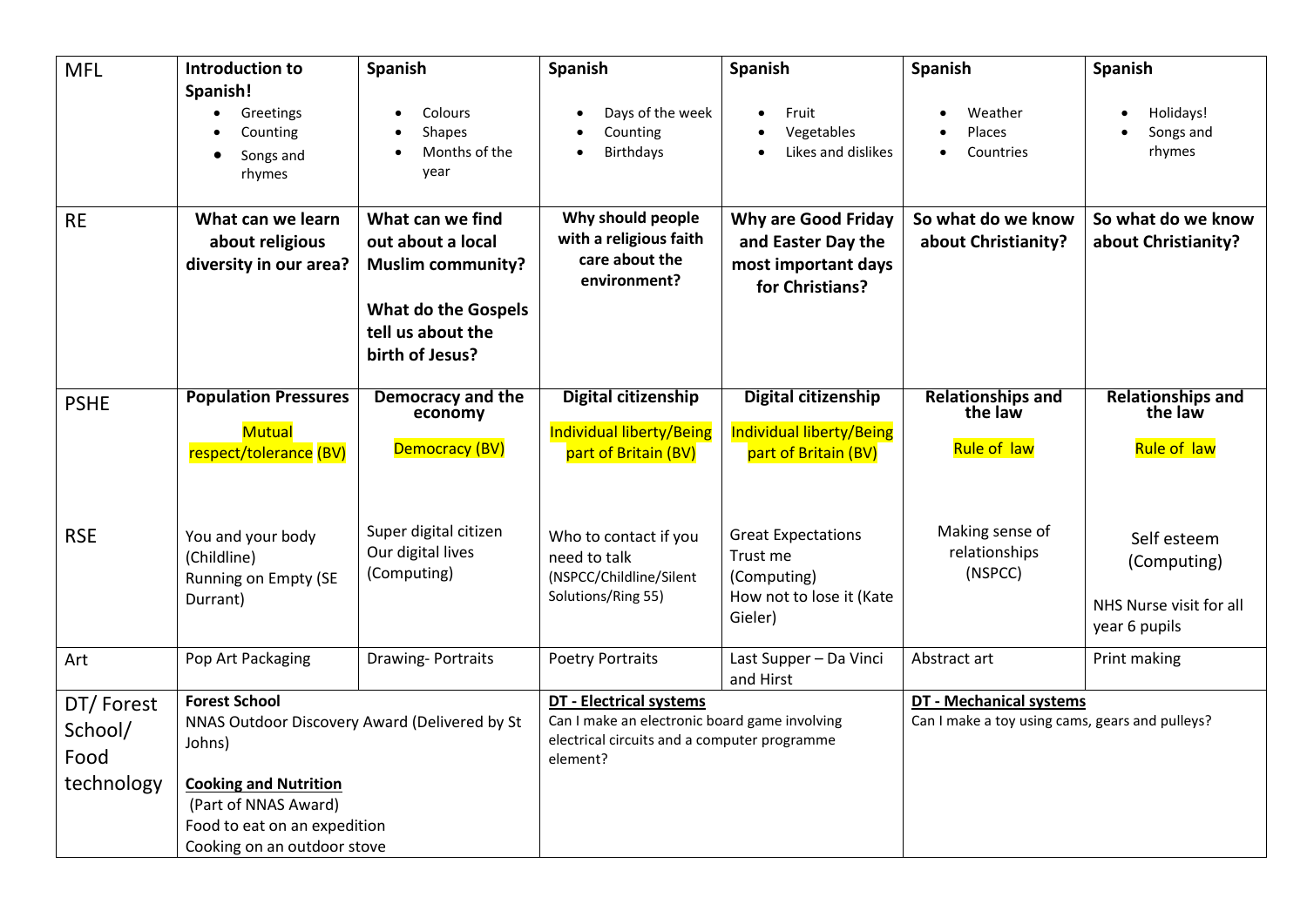| MFL | **Introduction to Spanish!**<br>• Greetings<br>• Counting<br>• Songs and rhymes | **Spanish**<br>• Colours<br>• Shapes<br>• Months of the year | **Spanish**<br>• Days of the week<br>• Counting<br>• Birthdays | **Spanish**<br>• Fruit<br>• Vegetables<br>• Likes and dislikes | **Spanish**<br>• Weather<br>• Places<br>• Countries | **Spanish**<br>• Holidays!<br>• Songs and rhymes |
|---|---|---|---|---|---|---|
| RE | **What can we learn about religious diversity in our area?** | **What can we find out about a local Muslim community?**<br><br>**What do the Gospels tell us about the birth of Jesus?** | **Why should people with a religious faith care about the environment?** | **Why are Good Friday and Easter Day the most important days for Christians?** | **So what do we know about Christianity?** | **So what do we know about Christianity?** |
| PSHE | **Population Pressures**<br>Mutual respect/tolerance (BV) | **Democracy and the economy**<br>Democracy (BV) | **Digital citizenship**<br>Individual liberty/Being part of Britain (BV) | **Digital citizenship**<br>Individual liberty/Being part of Britain (BV) | **Relationships and the law**<br>Rule of law | **Relationships and the law**<br>Rule of law |
| RSE | You and your body (Childline)<br>Running on Empty (SE Durrant) | Super digital citizen<br>Our digital lives (Computing) | Who to contact if you need to talk<br>(NSPCC/Childline/Silent Solutions/Ring 55) | Great Expectations<br>Trust me (Computing)<br>How not to lose it (Kate Gieler) | Making sense of relationships (NSPCC) | Self esteem (Computing)<br><br>NHS Nurse visit for all year 6 pupils |
| Art | Pop Art Packaging | Drawing- Portraits | Poetry Portraits | Last Supper – Da Vinci and Hirst | Abstract art | Print making |
| DT/ Forest School/ Food technology | **Forest School**<br>NNAS Outdoor Discovery Award (Delivered by St Johns)<br><br>**Cooking and Nutrition**<br>(Part of NNAS Award)<br>Food to eat on an expedition<br>Cooking on an outdoor stove | | **DT - Electrical systems**<br>Can I make an electronic board game involving electrical circuits and a computer programme element? | | **DT - Mechanical systems**<br>Can I make a toy using cams, gears and pulleys? | |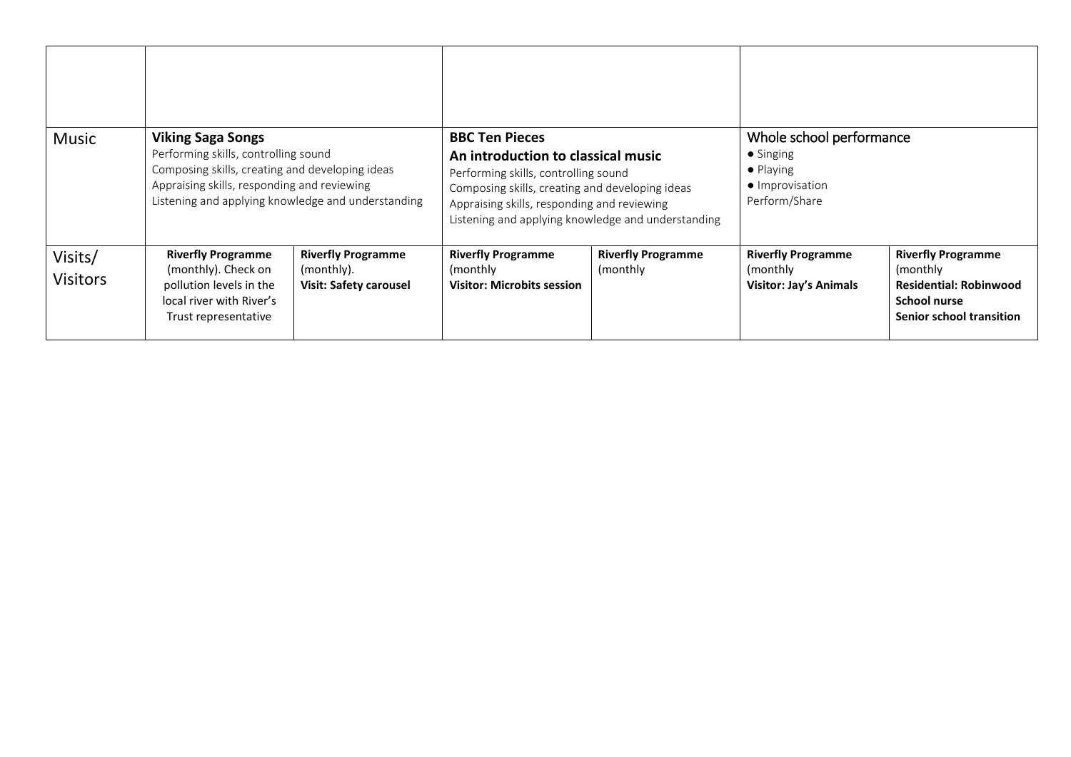| | | | | | | |
|---|---|---|---|---|---|---|
| | | | | | | |
| Music | **Viking Saga Songs**<br>Performing skills, controlling sound<br>Composing skills, creating and developing ideas<br>Appraising skills, responding and reviewing<br>Listening and applying knowledge and understanding | | **BBC Ten Pieces**<br>**An introduction to classical music**<br>Performing skills, controlling sound<br>Composing skills, creating and developing ideas<br>Appraising skills, responding and reviewing<br>Listening and applying knowledge and understanding | | Whole school performance<br>● Singing<br>● Playing<br>● Improvisation<br>Perform/Share | |
| Visits/ Visitors | **Riverfly Programme** (monthly). Check on pollution levels in the local river with River's Trust representative | **Riverfly Programme** (monthly).<br>**Visit: Safety carousel** | **Riverfly Programme** (monthly<br>**Visitor: Microbits session** | **Riverfly Programme** (monthly | **Riverfly Programme** (monthly<br>**Visitor: Jay's Animals** | **Riverfly Programme** (monthly<br>**Residential: Robinwood**<br>**School nurse**<br>**Senior school transition** |